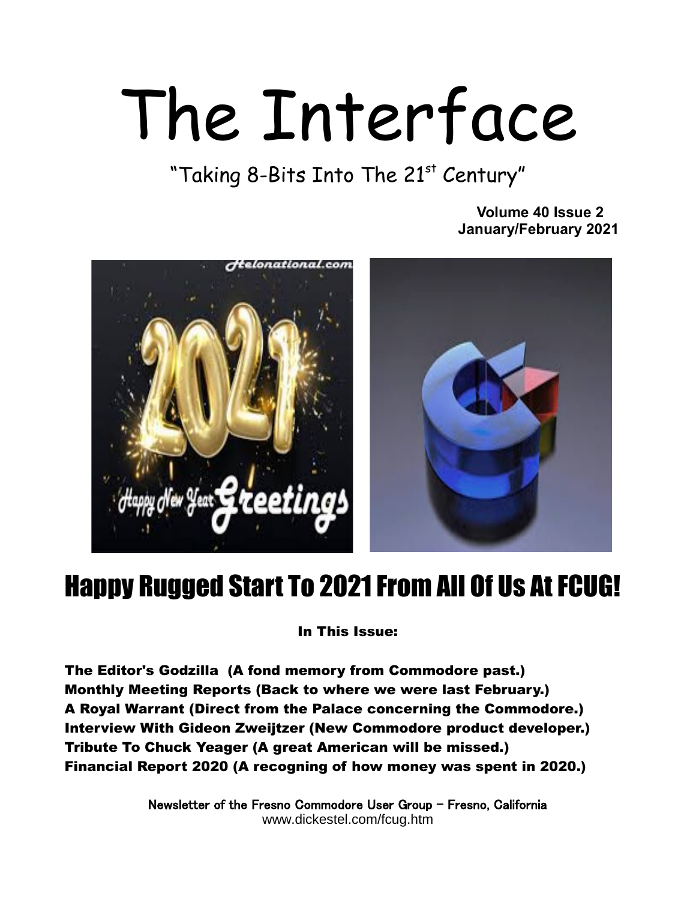# The Interface

"Taking 8-Bits Into The 21st Century"

**Volume 40 Issue 2**
**January/February 2021**

## Happy Rugged Start To 2021 From All Of Us At FCUG!

**In This Issue:**

**The Editor's Godzilla (A fond memory from Commodore past.)**
**Monthly Meeting Reports (Back to where we were last February.)**
**A Royal Warrant (Direct from the Palace concerning the Commodore.)**
**Interview With Gideon Zweijtzer (New Commodore product developer.)**
**Tribute To Chuck Yeager (A great American will be missed.)**
**Financial Report 2020 (A recogning of how money was spent in 2020.)**

Newsletter of the Fresno Commodore User Group – Fresno, California
www.dickestel.com/fcug.htm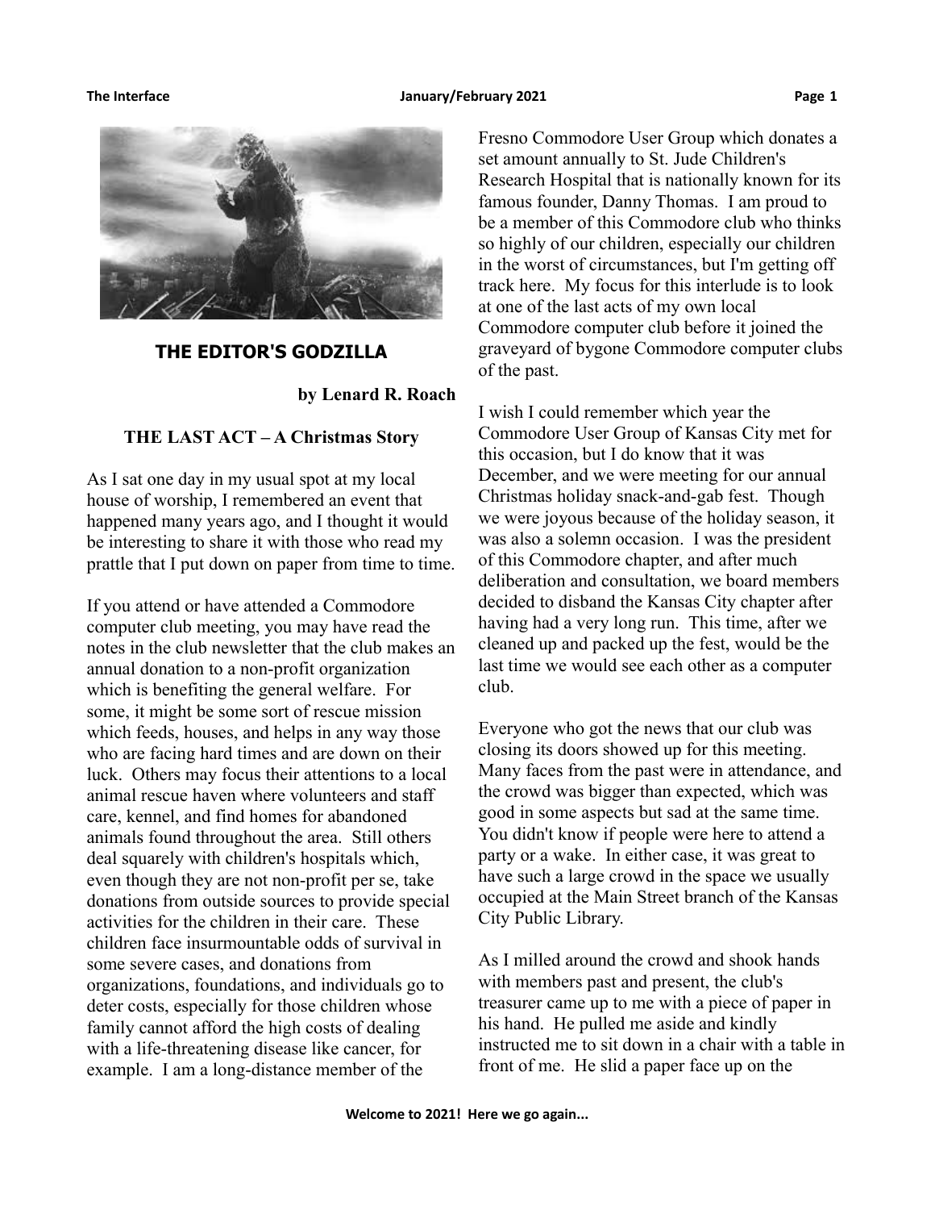# THE EDITOR'S GODZILLA

**by Lenard R. Roach**

**THE LAST ACT – A Christmas Story**

As I sat one day in my usual spot at my local house of worship, I remembered an event that happened many years ago, and I thought it would be interesting to share it with those who read my prattle that I put down on paper from time to time.

If you attend or have attended a Commodore computer club meeting, you may have read the notes in the club newsletter that the club makes an annual donation to a non-profit organization which is benefiting the general welfare. For some, it might be some sort of rescue mission which feeds, houses, and helps in any way those who are facing hard times and are down on their luck. Others may focus their attentions to a local animal rescue haven where volunteers and staff care, kennel, and find homes for abandoned animals found throughout the area. Still others deal squarely with children's hospitals which, even though they are not non-profit per se, take donations from outside sources to provide special activities for the children in their care. These children face insurmountable odds of survival in some severe cases, and donations from organizations, foundations, and individuals go to deter costs, especially for those children whose family cannot afford the high costs of dealing with a life-threatening disease like cancer, for example. I am a long-distance member of the Fresno Commodore User Group which donates a set amount annually to St. Jude Children's Research Hospital that is nationally known for its famous founder, Danny Thomas. I am proud to be a member of this Commodore club who thinks so highly of our children, especially our children in the worst of circumstances, but I'm getting off track here. My focus for this interlude is to look at one of the last acts of my own local Commodore computer club before it joined the graveyard of bygone Commodore computer clubs of the past.

I wish I could remember which year the Commodore User Group of Kansas City met for this occasion, but I do know that it was December, and we were meeting for our annual Christmas holiday snack-and-gab fest. Though we were joyous because of the holiday season, it was also a solemn occasion. I was the president of this Commodore chapter, and after much deliberation and consultation, we board members decided to disband the Kansas City chapter after having had a very long run. This time, after we cleaned up and packed up the fest, would be the last time we would see each other as a computer club.

Everyone who got the news that our club was closing its doors showed up for this meeting. Many faces from the past were in attendance, and the crowd was bigger than expected, which was good in some aspects but sad at the same time. You didn't know if people were here to attend a party or a wake. In either case, it was great to have such a large crowd in the space we usually occupied at the Main Street branch of the Kansas City Public Library.

As I milled around the crowd and shook hands with members past and present, the club's treasurer came up to me with a piece of paper in his hand. He pulled me aside and kindly instructed me to sit down in a chair with a table in front of me. He slid a paper face up on the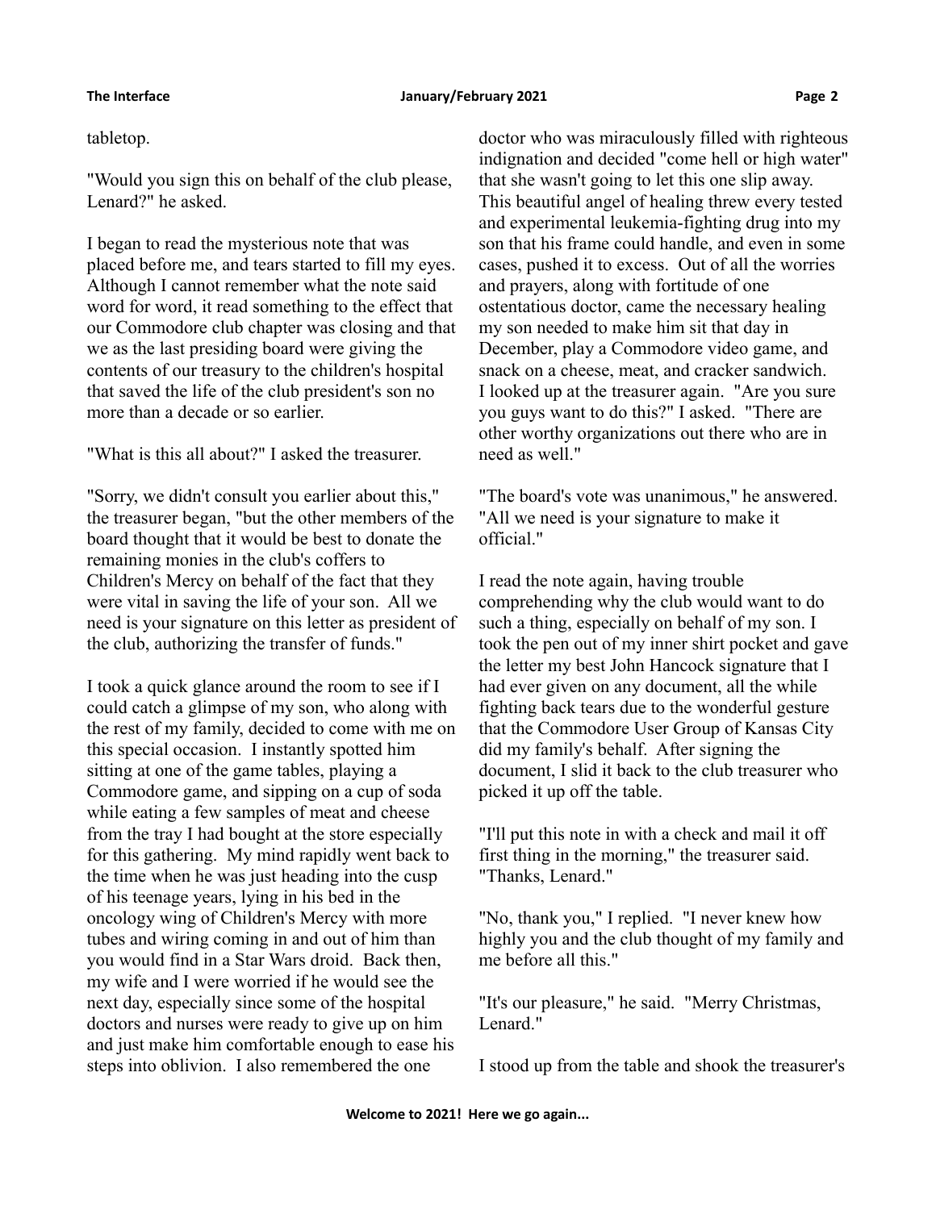tabletop.

"Would you sign this on behalf of the club please, Lenard?" he asked.

I began to read the mysterious note that was placed before me, and tears started to fill my eyes. Although I cannot remember what the note said word for word, it read something to the effect that our Commodore club chapter was closing and that we as the last presiding board were giving the contents of our treasury to the children's hospital that saved the life of the club president's son no more than a decade or so earlier.

"What is this all about?" I asked the treasurer.

"Sorry, we didn't consult you earlier about this," the treasurer began, "but the other members of the board thought that it would be best to donate the remaining monies in the club's coffers to Children's Mercy on behalf of the fact that they were vital in saving the life of your son. All we need is your signature on this letter as president of the club, authorizing the transfer of funds."

I took a quick glance around the room to see if I could catch a glimpse of my son, who along with the rest of my family, decided to come with me on this special occasion. I instantly spotted him sitting at one of the game tables, playing a Commodore game, and sipping on a cup of soda while eating a few samples of meat and cheese from the tray I had bought at the store especially for this gathering. My mind rapidly went back to the time when he was just heading into the cusp of his teenage years, lying in his bed in the oncology wing of Children's Mercy with more tubes and wiring coming in and out of him than you would find in a Star Wars droid. Back then, my wife and I were worried if he would see the next day, especially since some of the hospital doctors and nurses were ready to give up on him and just make him comfortable enough to ease his steps into oblivion. I also remembered the one doctor who was miraculously filled with righteous indignation and decided "come hell or high water" that she wasn't going to let this one slip away. This beautiful angel of healing threw every tested and experimental leukemia-fighting drug into my son that his frame could handle, and even in some cases, pushed it to excess. Out of all the worries and prayers, along with fortitude of one ostentatious doctor, came the necessary healing my son needed to make him sit that day in December, play a Commodore video game, and snack on a cheese, meat, and cracker sandwich. I looked up at the treasurer again. "Are you sure you guys want to do this?" I asked. "There are other worthy organizations out there who are in need as well."

"The board's vote was unanimous," he answered. "All we need is your signature to make it official."

I read the note again, having trouble comprehending why the club would want to do such a thing, especially on behalf of my son. I took the pen out of my inner shirt pocket and gave the letter my best John Hancock signature that I had ever given on any document, all the while fighting back tears due to the wonderful gesture that the Commodore User Group of Kansas City did my family's behalf. After signing the document, I slid it back to the club treasurer who picked it up off the table.

"I'll put this note in with a check and mail it off first thing in the morning," the treasurer said. "Thanks, Lenard."

"No, thank you," I replied. "I never knew how highly you and the club thought of my family and me before all this."

"It's our pleasure," he said. "Merry Christmas, Lenard."

I stood up from the table and shook the treasurer's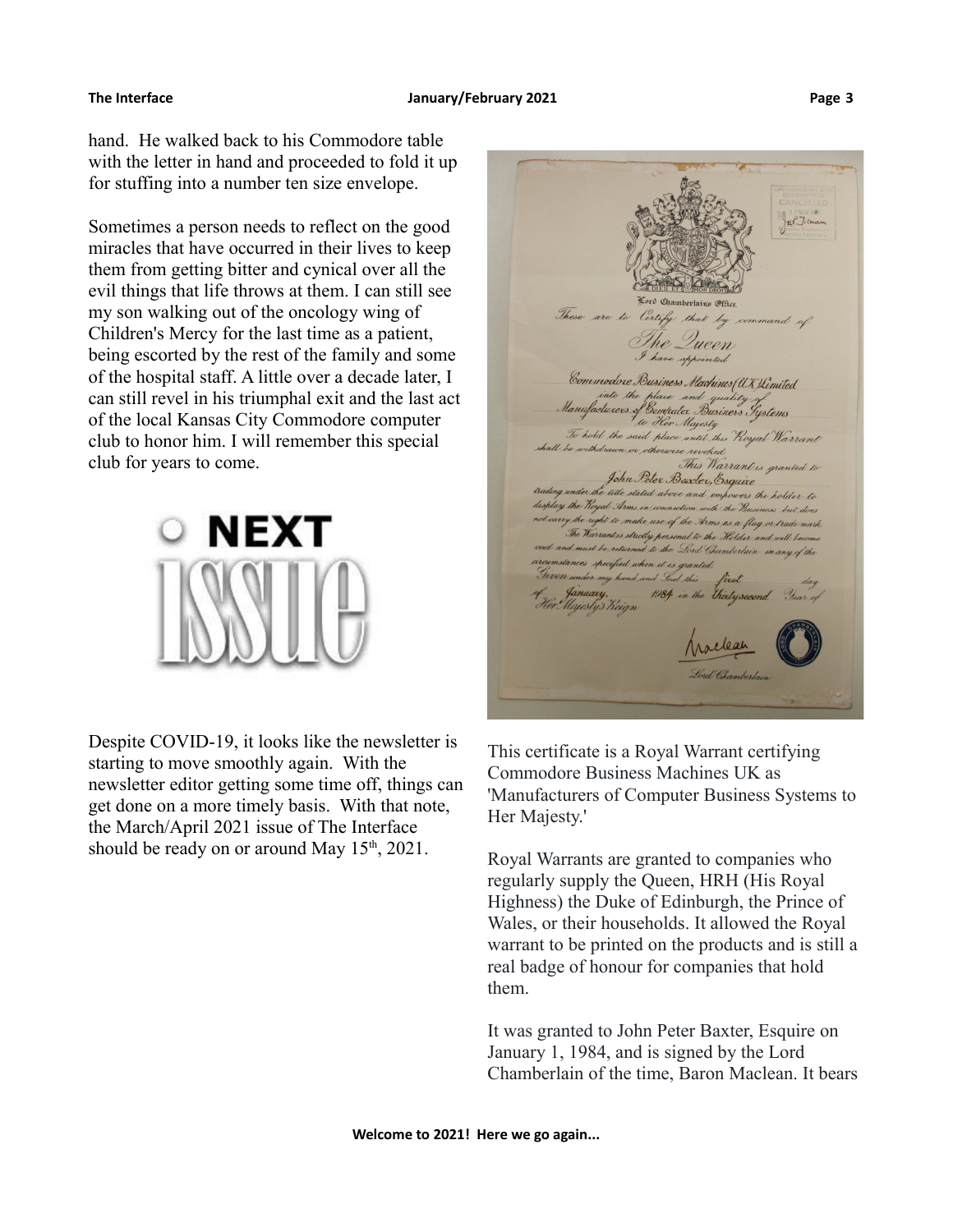hand. He walked back to his Commodore table with the letter in hand and proceeded to fold it up for stuffing into a number ten size envelope.

Sometimes a person needs to reflect on the good miracles that have occurred in their lives to keep them from getting bitter and cynical over all the evil things that life throws at them. I can still see my son walking out of the oncology wing of Children's Mercy for the last time as a patient, being escorted by the rest of the family and some of the hospital staff. A little over a decade later, I can still revel in his triumphal exit and the last act of the local Kansas City Commodore computer club to honor him. I will remember this special club for years to come.

## NEXT ISSUE

Despite COVID-19, it looks like the newsletter is starting to move smoothly again. With the newsletter editor getting some time off, things can get done on a more timely basis. With that note, the March/April 2021 issue of The Interface should be ready on or around May 15th, 2021.

This certificate is a Royal Warrant certifying Commodore Business Machines UK as 'Manufacturers of Computer Business Systems to Her Majesty.'

Royal Warrants are granted to companies who regularly supply the Queen, HRH (His Royal Highness) the Duke of Edinburgh, the Prince of Wales, or their households. It allowed the Royal warrant to be printed on the products and is still a real badge of honour for companies that hold them.

It was granted to John Peter Baxter, Esquire on January 1, 1984, and is signed by the Lord Chamberlain of the time, Baron Maclean. It bears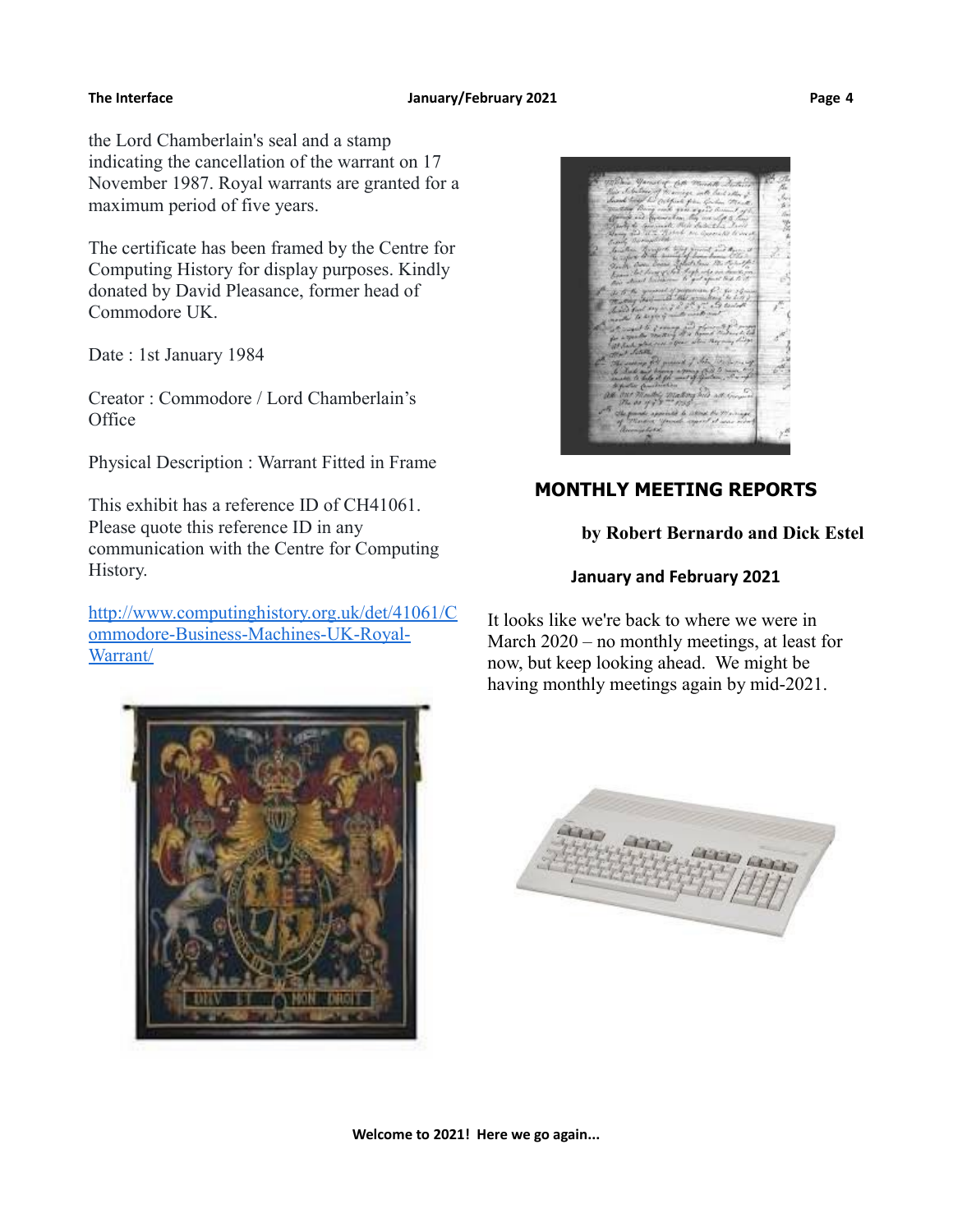the Lord Chamberlain's seal and a stamp indicating the cancellation of the warrant on 17 November 1987. Royal warrants are granted for a maximum period of five years.

The certificate has been framed by the Centre for Computing History for display purposes. Kindly donated by David Pleasance, former head of Commodore UK.

Date : 1st January 1984

Creator : Commodore / Lord Chamberlain's Office

Physical Description : Warrant Fitted in Frame

This exhibit has a reference ID of CH41061. Please quote this reference ID in any communication with the Centre for Computing History.

[http://www.computinghistory.org.uk/det/41061/Commodore-Business-Machines-UK-Royal-Warrant/](http://www.computinghistory.org.uk/det/41061/Commodore-Business-Machines-UK-Royal-Warrant/)

## MONTHLY MEETING REPORTS

**by Robert Bernardo and Dick Estel**

**January and February 2021**

It looks like we're back to where we were in March 2020 – no monthly meetings, at least for now, but keep looking ahead. We might be having monthly meetings again by mid-2021.

**Welcome to 2021! Here we go again...**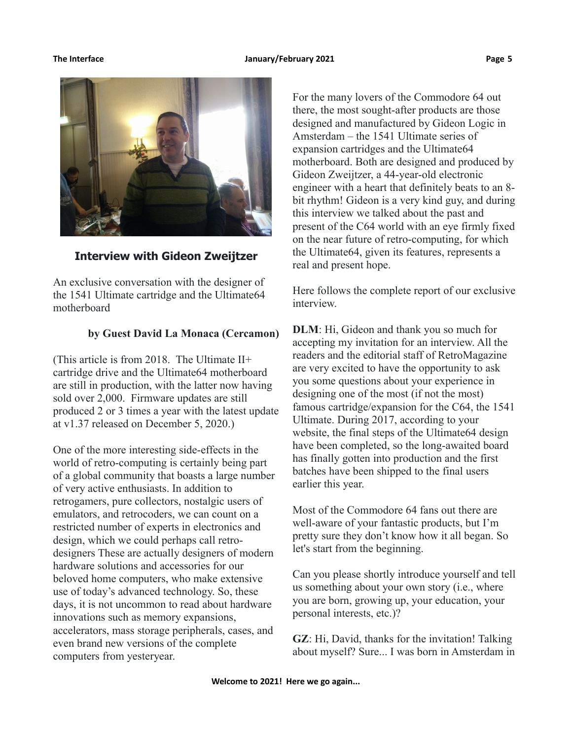## Interview with Gideon Zweijtzer

An exclusive conversation with the designer of the 1541 Ultimate cartridge and the Ultimate64 motherboard

**by Guest David La Monaca (Cercamon)**

(This article is from 2018. The Ultimate II+ cartridge drive and the Ultimate64 motherboard are still in production, with the latter now having sold over 2,000. Firmware updates are still produced 2 or 3 times a year with the latest update at v1.37 released on December 5, 2020.)

One of the more interesting side-effects in the world of retro-computing is certainly being part of a global community that boasts a large number of very active enthusiasts. In addition to retrogamers, pure collectors, nostalgic users of emulators, and retrocoders, we can count on a restricted number of experts in electronics and design, which we could perhaps call retro-designers These are actually designers of modern hardware solutions and accessories for our beloved home computers, who make extensive use of today's advanced technology. So, these days, it is not uncommon to read about hardware innovations such as memory expansions, accelerators, mass storage peripherals, cases, and even brand new versions of the complete computers from yesteryear.

For the many lovers of the Commodore 64 out there, the most sought-after products are those designed and manufactured by Gideon Logic in Amsterdam – the 1541 Ultimate series of expansion cartridges and the Ultimate64 motherboard. Both are designed and produced by Gideon Zweijtzer, a 44-year-old electronic engineer with a heart that definitely beats to an 8-bit rhythm! Gideon is a very kind guy, and during this interview we talked about the past and present of the C64 world with an eye firmly fixed on the near future of retro-computing, for which the Ultimate64, given its features, represents a real and present hope.

Here follows the complete report of our exclusive interview.

**DLM**: Hi, Gideon and thank you so much for accepting my invitation for an interview. All the readers and the editorial staff of RetroMagazine are very excited to have the opportunity to ask you some questions about your experience in designing one of the most (if not the most) famous cartridge/expansion for the C64, the 1541 Ultimate. During 2017, according to your website, the final steps of the Ultimate64 design have been completed, so the long-awaited board has finally gotten into production and the first batches have been shipped to the final users earlier this year.

Most of the Commodore 64 fans out there are well-aware of your fantastic products, but I'm pretty sure they don't know how it all began. So let's start from the beginning.

Can you please shortly introduce yourself and tell us something about your own story (i.e., where you are born, growing up, your education, your personal interests, etc.)?

**GZ**: Hi, David, thanks for the invitation! Talking about myself? Sure... I was born in Amsterdam in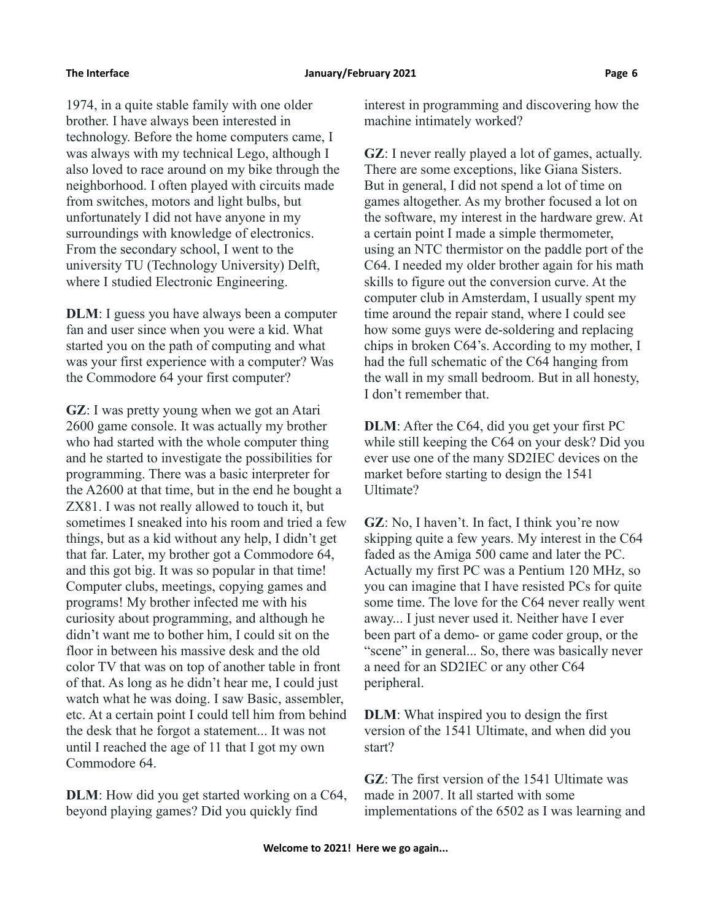1974, in a quite stable family with one older brother. I have always been interested in technology. Before the home computers came, I was always with my technical Lego, although I also loved to race around on my bike through the neighborhood. I often played with circuits made from switches, motors and light bulbs, but unfortunately I did not have anyone in my surroundings with knowledge of electronics. From the secondary school, I went to the university TU (Technology University) Delft, where I studied Electronic Engineering.

**DLM**: I guess you have always been a computer fan and user since when you were a kid. What started you on the path of computing and what was your first experience with a computer? Was the Commodore 64 your first computer?

**GZ**: I was pretty young when we got an Atari 2600 game console. It was actually my brother who had started with the whole computer thing and he started to investigate the possibilities for programming. There was a basic interpreter for the A2600 at that time, but in the end he bought a ZX81. I was not really allowed to touch it, but sometimes I sneaked into his room and tried a few things, but as a kid without any help, I didn't get that far. Later, my brother got a Commodore 64, and this got big. It was so popular in that time! Computer clubs, meetings, copying games and programs! My brother infected me with his curiosity about programming, and although he didn't want me to bother him, I could sit on the floor in between his massive desk and the old color TV that was on top of another table in front of that. As long as he didn't hear me, I could just watch what he was doing. I saw Basic, assembler, etc. At a certain point I could tell him from behind the desk that he forgot a statement... It was not until I reached the age of 11 that I got my own Commodore 64.

**DLM**: How did you get started working on a C64, beyond playing games? Did you quickly find interest in programming and discovering how the machine intimately worked?

**GZ**: I never really played a lot of games, actually. There are some exceptions, like Giana Sisters. But in general, I did not spend a lot of time on games altogether. As my brother focused a lot on the software, my interest in the hardware grew. At a certain point I made a simple thermometer, using an NTC thermistor on the paddle port of the C64. I needed my older brother again for his math skills to figure out the conversion curve. At the computer club in Amsterdam, I usually spent my time around the repair stand, where I could see how some guys were de-soldering and replacing chips in broken C64's. According to my mother, I had the full schematic of the C64 hanging from the wall in my small bedroom. But in all honesty, I don't remember that.

**DLM**: After the C64, did you get your first PC while still keeping the C64 on your desk? Did you ever use one of the many SD2IEC devices on the market before starting to design the 1541 Ultimate?

**GZ**: No, I haven't. In fact, I think you're now skipping quite a few years. My interest in the C64 faded as the Amiga 500 came and later the PC. Actually my first PC was a Pentium 120 MHz, so you can imagine that I have resisted PCs for quite some time. The love for the C64 never really went away... I just never used it. Neither have I ever been part of a demo- or game coder group, or the "scene" in general... So, there was basically never a need for an SD2IEC or any other C64 peripheral.

**DLM**: What inspired you to design the first version of the 1541 Ultimate, and when did you start?

**GZ**: The first version of the 1541 Ultimate was made in 2007. It all started with some implementations of the 6502 as I was learning and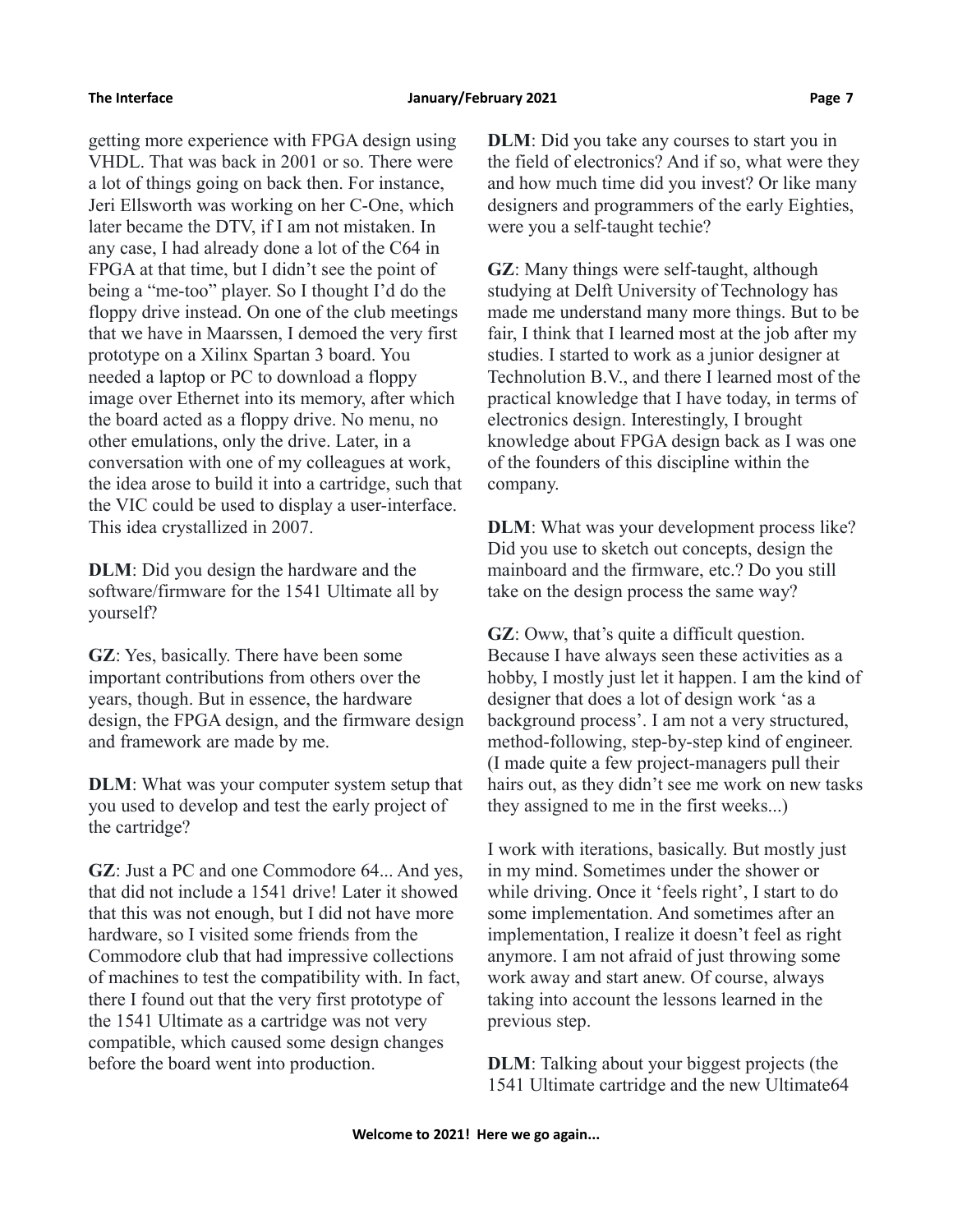getting more experience with FPGA design using VHDL. That was back in 2001 or so. There were a lot of things going on back then. For instance, Jeri Ellsworth was working on her C-One, which later became the DTV, if I am not mistaken. In any case, I had already done a lot of the C64 in FPGA at that time, but I didn't see the point of being a "me-too" player. So I thought I'd do the floppy drive instead. On one of the club meetings that we have in Maarssen, I demoed the very first prototype on a Xilinx Spartan 3 board. You needed a laptop or PC to download a floppy image over Ethernet into its memory, after which the board acted as a floppy drive. No menu, no other emulations, only the drive. Later, in a conversation with one of my colleagues at work, the idea arose to build it into a cartridge, such that the VIC could be used to display a user-interface. This idea crystallized in 2007.

**DLM**: Did you design the hardware and the software/firmware for the 1541 Ultimate all by yourself?

**GZ**: Yes, basically. There have been some important contributions from others over the years, though. But in essence, the hardware design, the FPGA design, and the firmware design and framework are made by me.

**DLM**: What was your computer system setup that you used to develop and test the early project of the cartridge?

**GZ**: Just a PC and one Commodore 64... And yes, that did not include a 1541 drive! Later it showed that this was not enough, but I did not have more hardware, so I visited some friends from the Commodore club that had impressive collections of machines to test the compatibility with. In fact, there I found out that the very first prototype of the 1541 Ultimate as a cartridge was not very compatible, which caused some design changes before the board went into production.

**DLM**: Did you take any courses to start you in the field of electronics? And if so, what were they and how much time did you invest? Or like many designers and programmers of the early Eighties, were you a self-taught techie?

**GZ**: Many things were self-taught, although studying at Delft University of Technology has made me understand many more things. But to be fair, I think that I learned most at the job after my studies. I started to work as a junior designer at Technolution B.V., and there I learned most of the practical knowledge that I have today, in terms of electronics design. Interestingly, I brought knowledge about FPGA design back as I was one of the founders of this discipline within the company.

**DLM**: What was your development process like? Did you use to sketch out concepts, design the mainboard and the firmware, etc.? Do you still take on the design process the same way?

**GZ**: Oww, that's quite a difficult question. Because I have always seen these activities as a hobby, I mostly just let it happen. I am the kind of designer that does a lot of design work 'as a background process'. I am not a very structured, method-following, step-by-step kind of engineer. (I made quite a few project-managers pull their hairs out, as they didn't see me work on new tasks they assigned to me in the first weeks...)

I work with iterations, basically. But mostly just in my mind. Sometimes under the shower or while driving. Once it 'feels right', I start to do some implementation. And sometimes after an implementation, I realize it doesn't feel as right anymore. I am not afraid of just throwing some work away and start anew. Of course, always taking into account the lessons learned in the previous step.

**DLM**: Talking about your biggest projects (the 1541 Ultimate cartridge and the new Ultimate64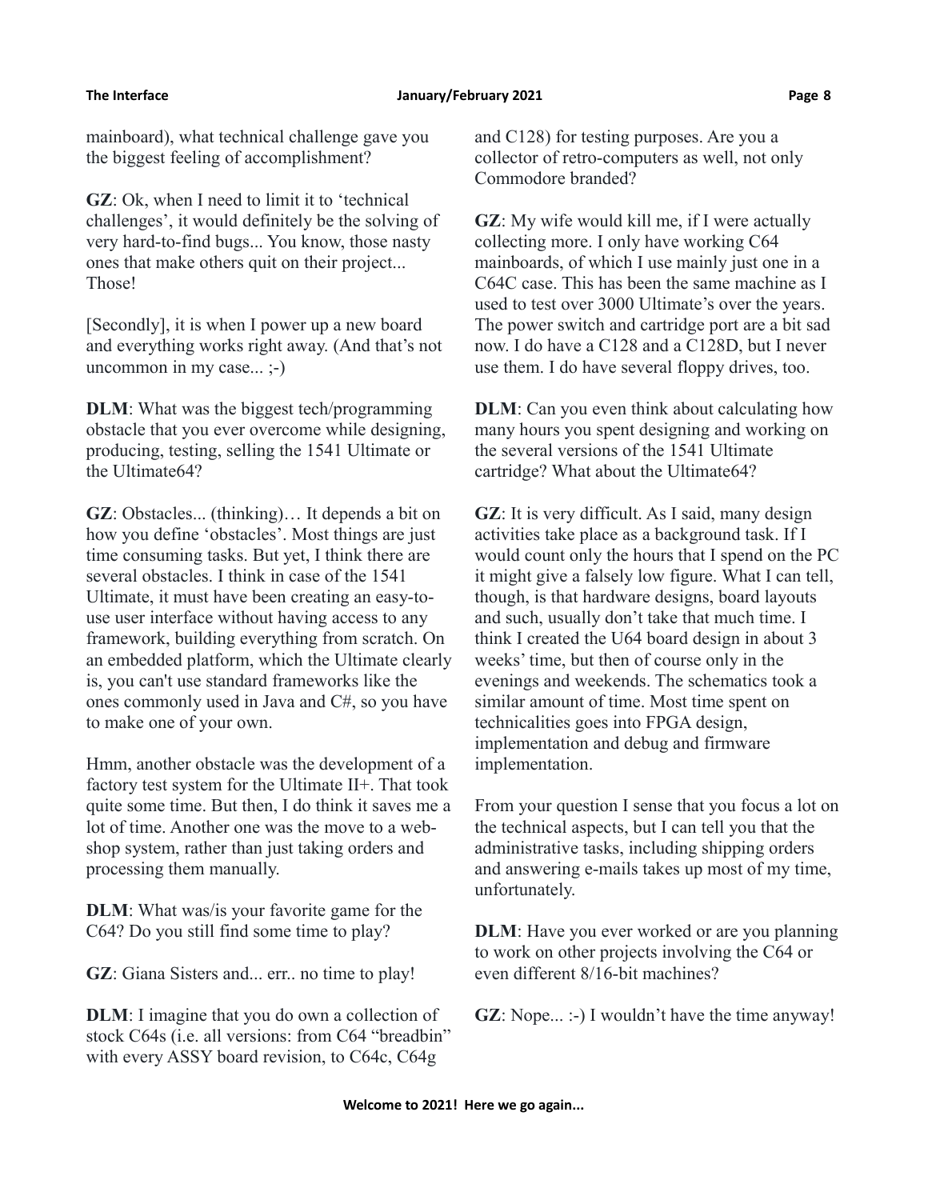mainboard), what technical challenge gave you the biggest feeling of accomplishment?

**GZ**: Ok, when I need to limit it to 'technical challenges', it would definitely be the solving of very hard-to-find bugs... You know, those nasty ones that make others quit on their project... Those!

[Secondly], it is when I power up a new board and everything works right away. (And that's not uncommon in my case... ;-)

**DLM**: What was the biggest tech/programming obstacle that you ever overcome while designing, producing, testing, selling the 1541 Ultimate or the Ultimate64?

**GZ**: Obstacles... (thinking)… It depends a bit on how you define 'obstacles'. Most things are just time consuming tasks. But yet, I think there are several obstacles. I think in case of the 1541 Ultimate, it must have been creating an easy-to-use user interface without having access to any framework, building everything from scratch. On an embedded platform, which the Ultimate clearly is, you can't use standard frameworks like the ones commonly used in Java and C#, so you have to make one of your own.

Hmm, another obstacle was the development of a factory test system for the Ultimate II+. That took quite some time. But then, I do think it saves me a lot of time. Another one was the move to a web-shop system, rather than just taking orders and processing them manually.

**DLM**: What was/is your favorite game for the C64? Do you still find some time to play?

**GZ**: Giana Sisters and... err.. no time to play!

**DLM**: I imagine that you do own a collection of stock C64s (i.e. all versions: from C64 "breadbin" with every ASSY board revision, to C64c, C64g and C128) for testing purposes. Are you a collector of retro-computers as well, not only Commodore branded?

**GZ**: My wife would kill me, if I were actually collecting more. I only have working C64 mainboards, of which I use mainly just one in a C64C case. This has been the same machine as I used to test over 3000 Ultimate's over the years. The power switch and cartridge port are a bit sad now. I do have a C128 and a C128D, but I never use them. I do have several floppy drives, too.

**DLM**: Can you even think about calculating how many hours you spent designing and working on the several versions of the 1541 Ultimate cartridge? What about the Ultimate64?

**GZ**: It is very difficult. As I said, many design activities take place as a background task. If I would count only the hours that I spend on the PC it might give a falsely low figure. What I can tell, though, is that hardware designs, board layouts and such, usually don't take that much time. I think I created the U64 board design in about 3 weeks' time, but then of course only in the evenings and weekends. The schematics took a similar amount of time. Most time spent on technicalities goes into FPGA design, implementation and debug and firmware implementation.

From your question I sense that you focus a lot on the technical aspects, but I can tell you that the administrative tasks, including shipping orders and answering e-mails takes up most of my time, unfortunately.

**DLM**: Have you ever worked or are you planning to work on other projects involving the C64 or even different 8/16-bit machines?

**GZ**: Nope... :-) I wouldn't have the time anyway!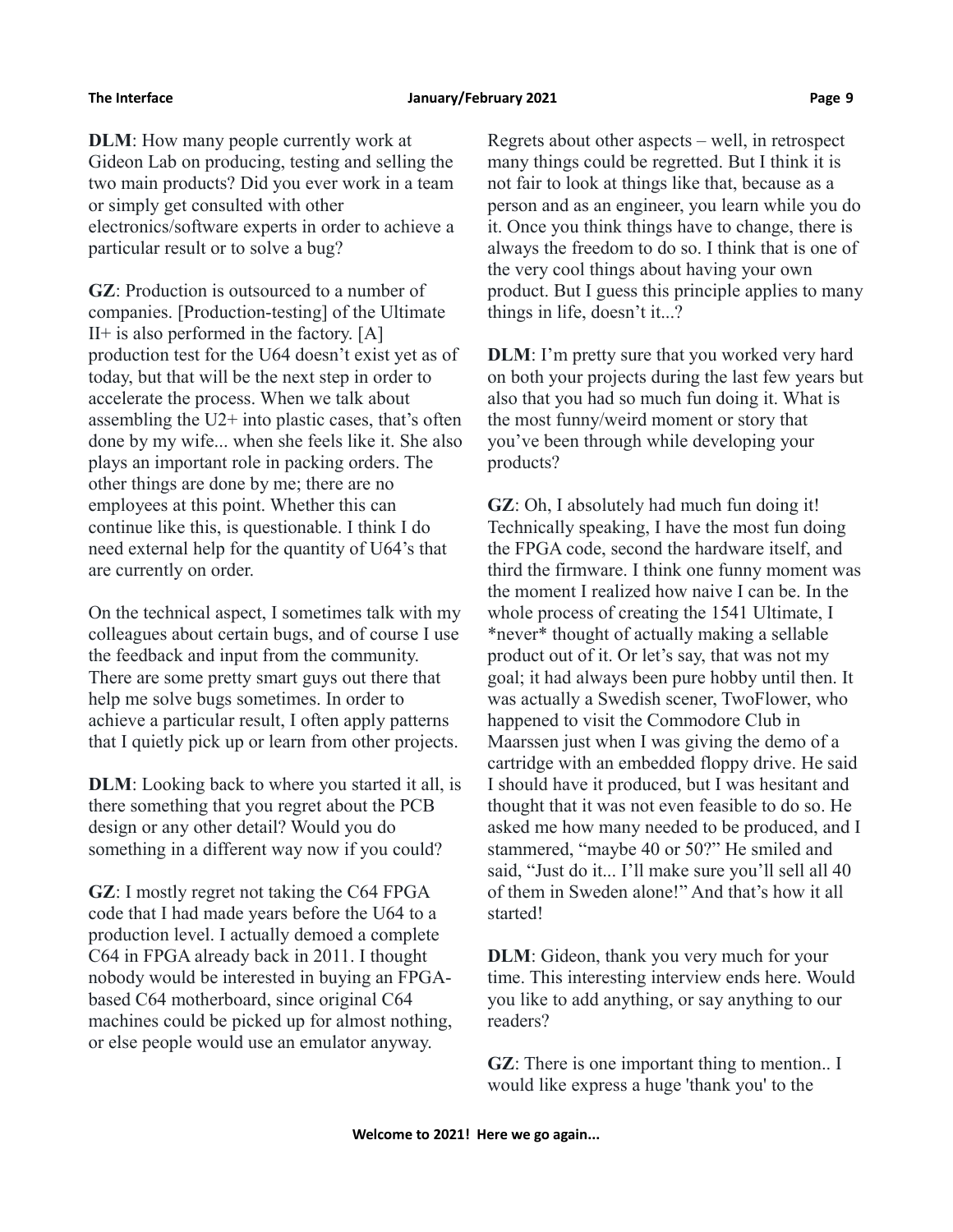**DLM**: How many people currently work at Gideon Lab on producing, testing and selling the two main products? Did you ever work in a team or simply get consulted with other electronics/software experts in order to achieve a particular result or to solve a bug?

**GZ**: Production is outsourced to a number of companies. [Production-testing] of the Ultimate II+ is also performed in the factory. [A] production test for the U64 doesn't exist yet as of today, but that will be the next step in order to accelerate the process. When we talk about assembling the U2+ into plastic cases, that's often done by my wife... when she feels like it. She also plays an important role in packing orders. The other things are done by me; there are no employees at this point. Whether this can continue like this, is questionable. I think I do need external help for the quantity of U64's that are currently on order.

On the technical aspect, I sometimes talk with my colleagues about certain bugs, and of course I use the feedback and input from the community. There are some pretty smart guys out there that help me solve bugs sometimes. In order to achieve a particular result, I often apply patterns that I quietly pick up or learn from other projects.

**DLM**: Looking back to where you started it all, is there something that you regret about the PCB design or any other detail? Would you do something in a different way now if you could?

**GZ**: I mostly regret not taking the C64 FPGA code that I had made years before the U64 to a production level. I actually demoed a complete C64 in FPGA already back in 2011. I thought nobody would be interested in buying an FPGA-based C64 motherboard, since original C64 machines could be picked up for almost nothing, or else people would use an emulator anyway.

Regrets about other aspects – well, in retrospect many things could be regretted. But I think it is not fair to look at things like that, because as a person and as an engineer, you learn while you do it. Once you think things have to change, there is always the freedom to do so. I think that is one of the very cool things about having your own product. But I guess this principle applies to many things in life, doesn't it...?

**DLM**: I'm pretty sure that you worked very hard on both your projects during the last few years but also that you had so much fun doing it. What is the most funny/weird moment or story that you've been through while developing your products?

**GZ**: Oh, I absolutely had much fun doing it! Technically speaking, I have the most fun doing the FPGA code, second the hardware itself, and third the firmware. I think one funny moment was the moment I realized how naive I can be. In the whole process of creating the 1541 Ultimate, I *never* thought of actually making a sellable product out of it. Or let's say, that was not my goal; it had always been pure hobby until then. It was actually a Swedish scener, TwoFlower, who happened to visit the Commodore Club in Maarssen just when I was giving the demo of a cartridge with an embedded floppy drive. He said I should have it produced, but I was hesitant and thought that it was not even feasible to do so. He asked me how many needed to be produced, and I stammered, "maybe 40 or 50?" He smiled and said, "Just do it... I'll make sure you'll sell all 40 of them in Sweden alone!" And that's how it all started!

**DLM**: Gideon, thank you very much for your time. This interesting interview ends here. Would you like to add anything, or say anything to our readers?

**GZ**: There is one important thing to mention.. I would like express a huge 'thank you' to the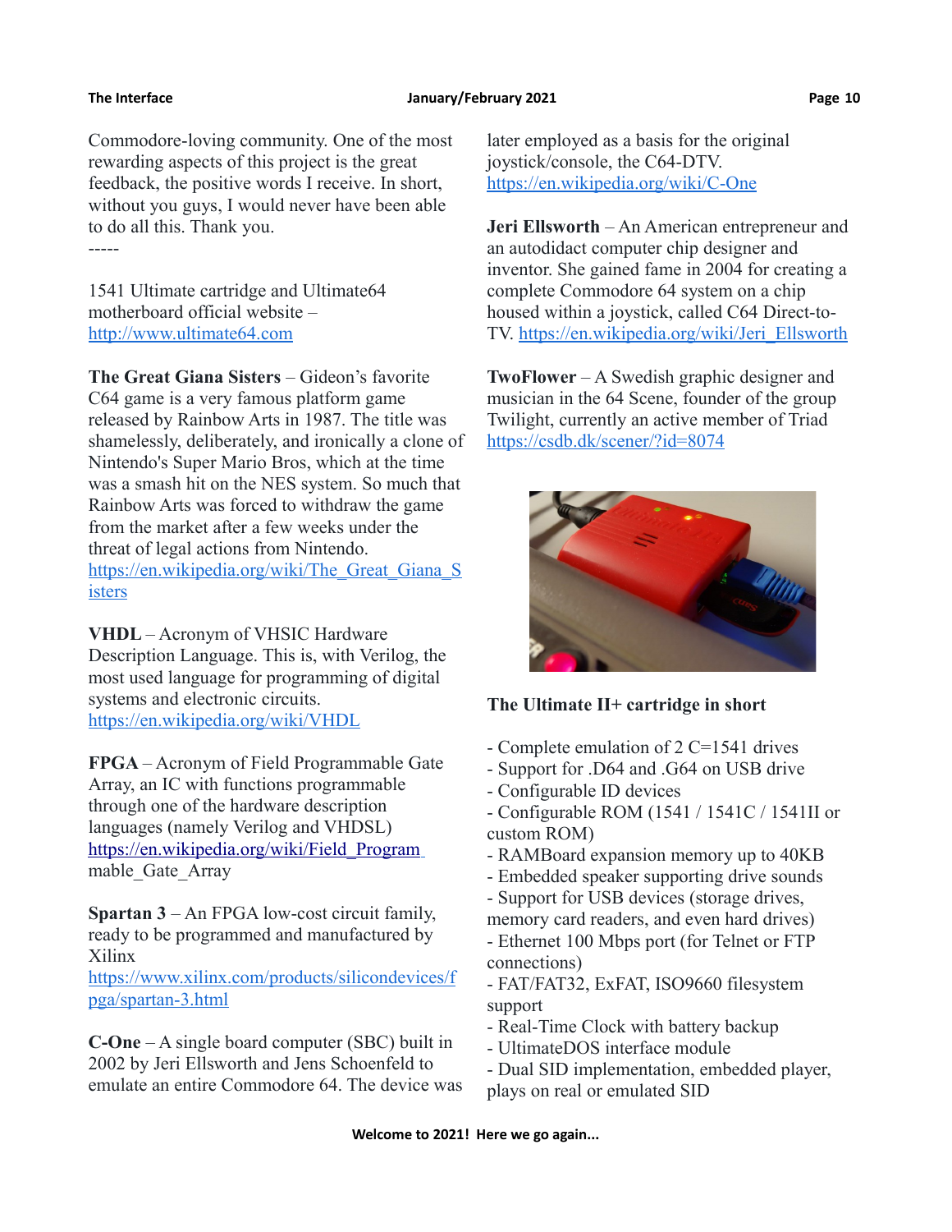Commodore-loving community. One of the most rewarding aspects of this project is the great feedback, the positive words I receive. In short, without you guys, I would never have been able to do all this. Thank you.

-----

1541 Ultimate cartridge and Ultimate64 motherboard official website – http://www.ultimate64.com

**The Great Giana Sisters** – Gideon's favorite C64 game is a very famous platform game released by Rainbow Arts in 1987. The title was shamelessly, deliberately, and ironically a clone of Nintendo's Super Mario Bros, which at the time was a smash hit on the NES system. So much that Rainbow Arts was forced to withdraw the game from the market after a few weeks under the threat of legal actions from Nintendo. https://en.wikipedia.org/wiki/The_Great_Giana_Sisters

**VHDL** – Acronym of VHSIC Hardware Description Language. This is, with Verilog, the most used language for programming of digital systems and electronic circuits. https://en.wikipedia.org/wiki/VHDL

**FPGA** – Acronym of Field Programmable Gate Array, an IC with functions programmable through one of the hardware description languages (namely Verilog and VHDSL) https://en.wikipedia.org/wiki/Field_Programmable_Gate_Array

**Spartan 3** – An FPGA low-cost circuit family, ready to be programmed and manufactured by Xilinx https://www.xilinx.com/products/silicondevices/fpga/spartan-3.html

**C-One** – A single board computer (SBC) built in 2002 by Jeri Ellsworth and Jens Schoenfeld to emulate an entire Commodore 64. The device was later employed as a basis for the original joystick/console, the C64-DTV. https://en.wikipedia.org/wiki/C-One

**Jeri Ellsworth** – An American entrepreneur and an autodidact computer chip designer and inventor. She gained fame in 2004 for creating a complete Commodore 64 system on a chip housed within a joystick, called C64 Direct-to-TV. https://en.wikipedia.org/wiki/Jeri_Ellsworth

**TwoFlower** – A Swedish graphic designer and musician in the 64 Scene, founder of the group Twilight, currently an active member of Triad https://csdb.dk/scener/?id=8074

**The Ultimate II+ cartridge in short**

- Complete emulation of 2 C=1541 drives
- Support for .D64 and .G64 on USB drive
- Configurable ID devices
- Configurable ROM (1541 / 1541C / 1541II or custom ROM)
- RAMBoard expansion memory up to 40KB
- Embedded speaker supporting drive sounds
- Support for USB devices (storage drives, memory card readers, and even hard drives)
- Ethernet 100 Mbps port (for Telnet or FTP connections)
- FAT/FAT32, ExFAT, ISO9660 filesystem support
- Real-Time Clock with battery backup
- UltimateDOS interface module
- Dual SID implementation, embedded player, plays on real or emulated SID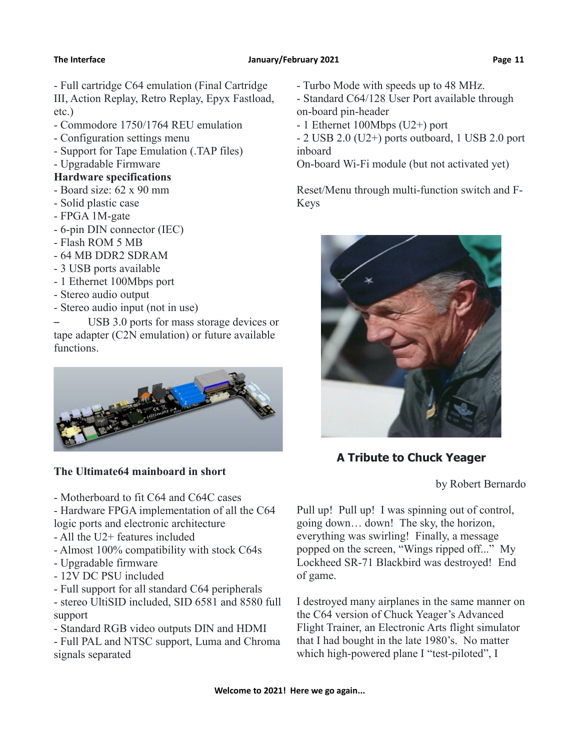- Full cartridge C64 emulation (Final Cartridge III, Action Replay, Retro Replay, Epyx Fastload, etc.)
- Commodore 1750/1764 REU emulation
- Configuration settings menu
- Support for Tape Emulation (.TAP files)
- Upgradable Firmware

**Hardware specifications**

- Board size: 62 x 90 mm
- Solid plastic case
- FPGA 1M-gate
- 6-pin DIN connector (IEC)
- Flash ROM 5 MB
- 64 MB DDR2 SDRAM
- 3 USB ports available
- 1 Ethernet 100Mbps port
- Stereo audio output
- Stereo audio input (not in use)
- USB 3.0 ports for mass storage devices or tape adapter (C2N emulation) or future available functions.

**The Ultimate64 mainboard in short**

- Motherboard to fit C64 and C64C cases
- Hardware FPGA implementation of all the C64 logic ports and electronic architecture
- All the U2+ features included
- Almost 100% compatibility with stock C64s
- Upgradable firmware
- 12V DC PSU included
- Full support for all standard C64 peripherals
- stereo UltiSID included, SID 6581 and 8580 full support
- Standard RGB video outputs DIN and HDMI
- Full PAL and NTSC support, Luma and Chroma signals separated
- Turbo Mode with speeds up to 48 MHz.
- Standard C64/128 User Port available through on-board pin-header
- 1 Ethernet 100Mbps (U2+) port
- 2 USB 2.0 (U2+) ports outboard, 1 USB 2.0 port inboard

On-board Wi-Fi module (but not activated yet)

Reset/Menu through multi-function switch and F-Keys

## A Tribute to Chuck Yeager

by Robert Bernardo

Pull up! Pull up! I was spinning out of control, going down… down! The sky, the horizon, everything was swirling! Finally, a message popped on the screen, "Wings ripped off..." My Lockheed SR-71 Blackbird was destroyed! End of game.

I destroyed many airplanes in the same manner on the C64 version of Chuck Yeager's Advanced Flight Trainer, an Electronic Arts flight simulator that I had bought in the late 1980's. No matter which high-powered plane I "test-piloted", I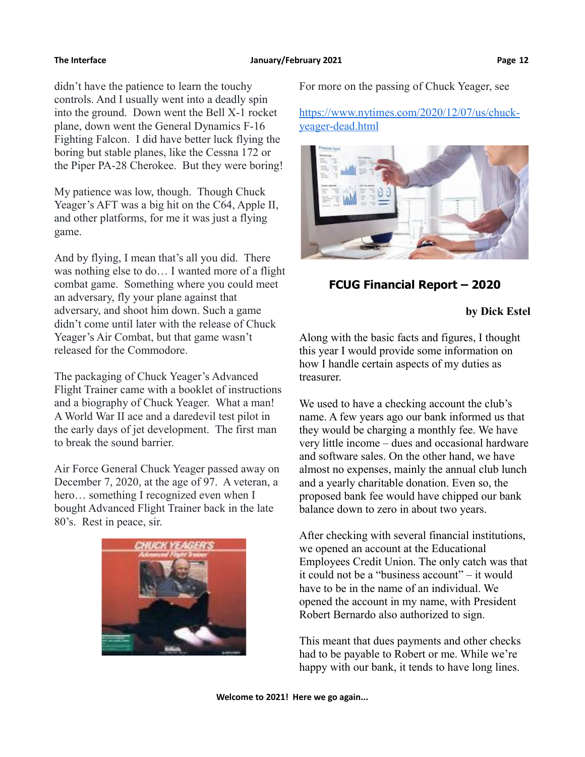didn't have the patience to learn the touchy controls. And I usually went into a deadly spin into the ground. Down went the Bell X-1 rocket plane, down went the General Dynamics F-16 Fighting Falcon. I did have better luck flying the boring but stable planes, like the Cessna 172 or the Piper PA-28 Cherokee. But they were boring!

My patience was low, though. Though Chuck Yeager's AFT was a big hit on the C64, Apple II, and other platforms, for me it was just a flying game.

And by flying, I mean that's all you did. There was nothing else to do… I wanted more of a flight combat game. Something where you could meet an adversary, fly your plane against that adversary, and shoot him down. Such a game didn't come until later with the release of Chuck Yeager's Air Combat, but that game wasn't released for the Commodore.

The packaging of Chuck Yeager's Advanced Flight Trainer came with a booklet of instructions and a biography of Chuck Yeager. What a man! A World War II ace and a daredevil test pilot in the early days of jet development. The first man to break the sound barrier.

Air Force General Chuck Yeager passed away on December 7, 2020, at the age of 97. A veteran, a hero… something I recognized even when I bought Advanced Flight Trainer back in the late 80's. Rest in peace, sir.

For more on the passing of Chuck Yeager, see

[https://www.nytimes.com/2020/12/07/us/chuck-yeager-dead.html](https://www.nytimes.com/2020/12/07/us/chuck-yeager-dead.html)

## FCUG Financial Report – 2020

**by Dick Estel**

Along with the basic facts and figures, I thought this year I would provide some information on how I handle certain aspects of my duties as treasurer.

We used to have a checking account the club's name. A few years ago our bank informed us that they would be charging a monthly fee. We have very little income – dues and occasional hardware and software sales. On the other hand, we have almost no expenses, mainly the annual club lunch and a yearly charitable donation. Even so, the proposed bank fee would have chipped our bank balance down to zero in about two years.

After checking with several financial institutions, we opened an account at the Educational Employees Credit Union. The only catch was that it could not be a "business account" – it would have to be in the name of an individual. We opened the account in my name, with President Robert Bernardo also authorized to sign.

This meant that dues payments and other checks had to be payable to Robert or me. While we're happy with our bank, it tends to have long lines.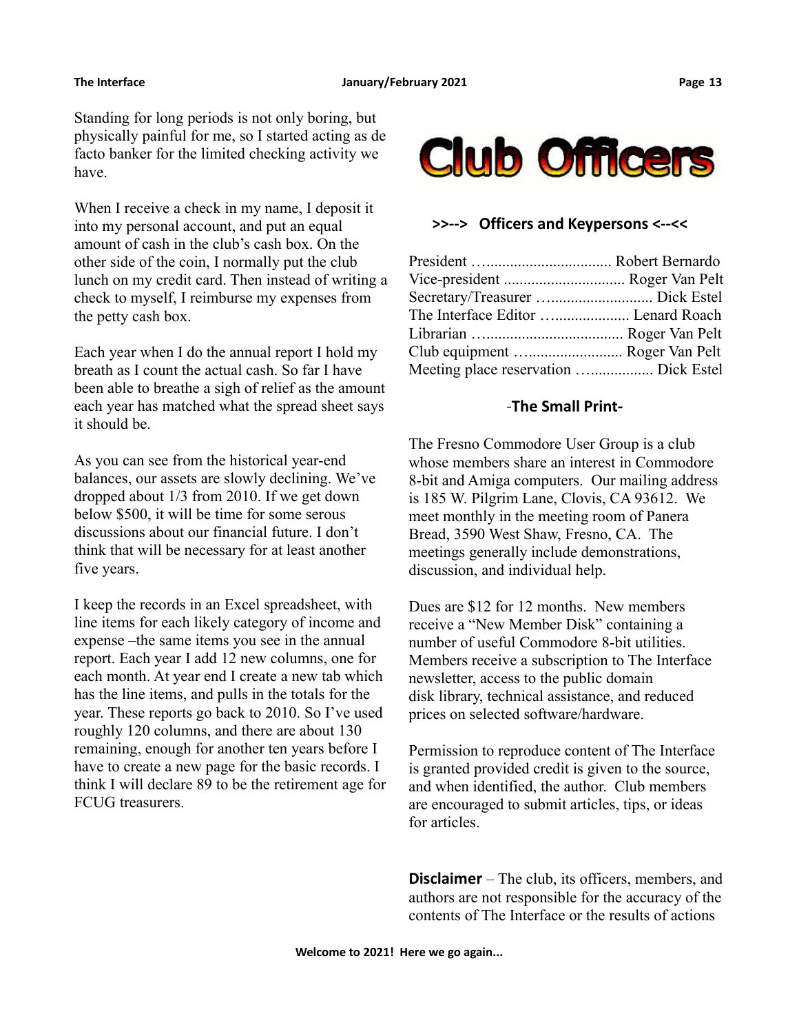Standing for long periods is not only boring, but physically painful for me, so I started acting as de facto banker for the limited checking activity we have.

When I receive a check in my name, I deposit it into my personal account, and put an equal amount of cash in the club's cash box. On the other side of the coin, I normally put the club lunch on my credit card. Then instead of writing a check to myself, I reimburse my expenses from the petty cash box.

Each year when I do the annual report I hold my breath as I count the actual cash. So far I have been able to breathe a sigh of relief as the amount each year has matched what the spread sheet says it should be.

As you can see from the historical year-end balances, our assets are slowly declining. We've dropped about 1/3 from 2010. If we get down below $500, it will be time for some serous discussions about our financial future. I don't think that will be necessary for at least another five years.

I keep the records in an Excel spreadsheet, with line items for each likely category of income and expense –the same items you see in the annual report. Each year I add 12 new columns, one for each month. At year end I create a new tab which has the line items, and pulls in the totals for the year. These reports go back to 2010. So I've used roughly 120 columns, and there are about 130 remaining, enough for another ten years before I have to create a new page for the basic records. I think I will declare 89 to be the retirement age for FCUG treasurers.

# Club Officers

### >>--> Officers and Keypersons <--<<

President …................................ Robert Bernardo
Vice-president .............................. Roger Van Pelt
Secretary/Treasurer …......................... Dick Estel
The Interface Editor ….................. Lenard Roach
Librarian …..................................... Roger Van Pelt
Club equipment …......................... Roger Van Pelt
Meeting place reservation ….............. Dick Estel

### -The Small Print-

The Fresno Commodore User Group is a club whose members share an interest in Commodore 8-bit and Amiga computers. Our mailing address is 185 W. Pilgrim Lane, Clovis, CA 93612. We meet monthly in the meeting room of Panera Bread, 3590 West Shaw, Fresno, CA. The meetings generally include demonstrations, discussion, and individual help.

Dues are $12 for 12 months. New members receive a "New Member Disk" containing a number of useful Commodore 8-bit utilities. Members receive a subscription to The Interface newsletter, access to the public domain disk library, technical assistance, and reduced prices on selected software/hardware.

Permission to reproduce content of The Interface is granted provided credit is given to the source, and when identified, the author. Club members are encouraged to submit articles, tips, or ideas for articles.

**Disclaimer** – The club, its officers, members, and authors are not responsible for the accuracy of the contents of The Interface or the results of actions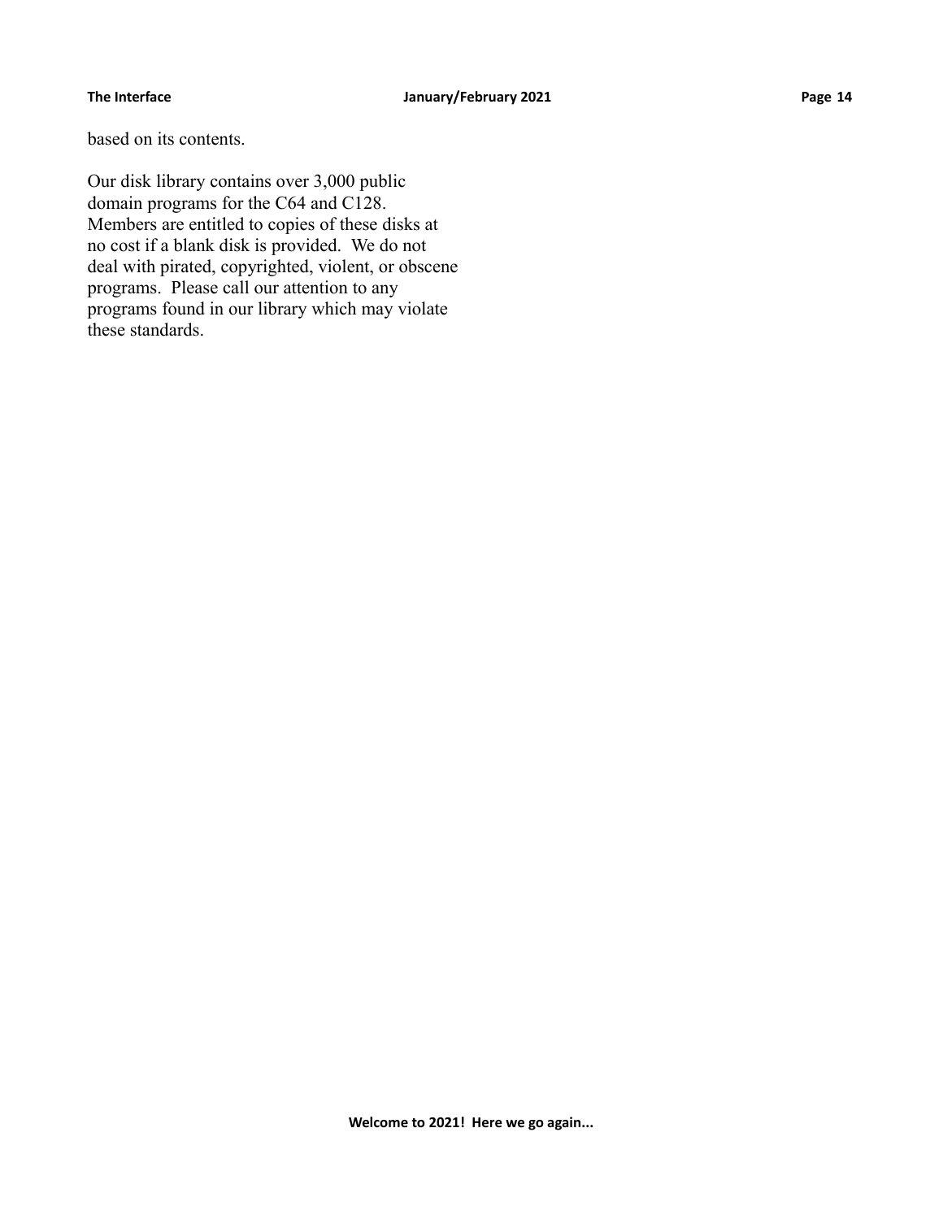based on its contents.

Our disk library contains over 3,000 public domain programs for the C64 and C128. Members are entitled to copies of these disks at no cost if a blank disk is provided. We do not deal with pirated, copyrighted, violent, or obscene programs. Please call our attention to any programs found in our library which may violate these standards.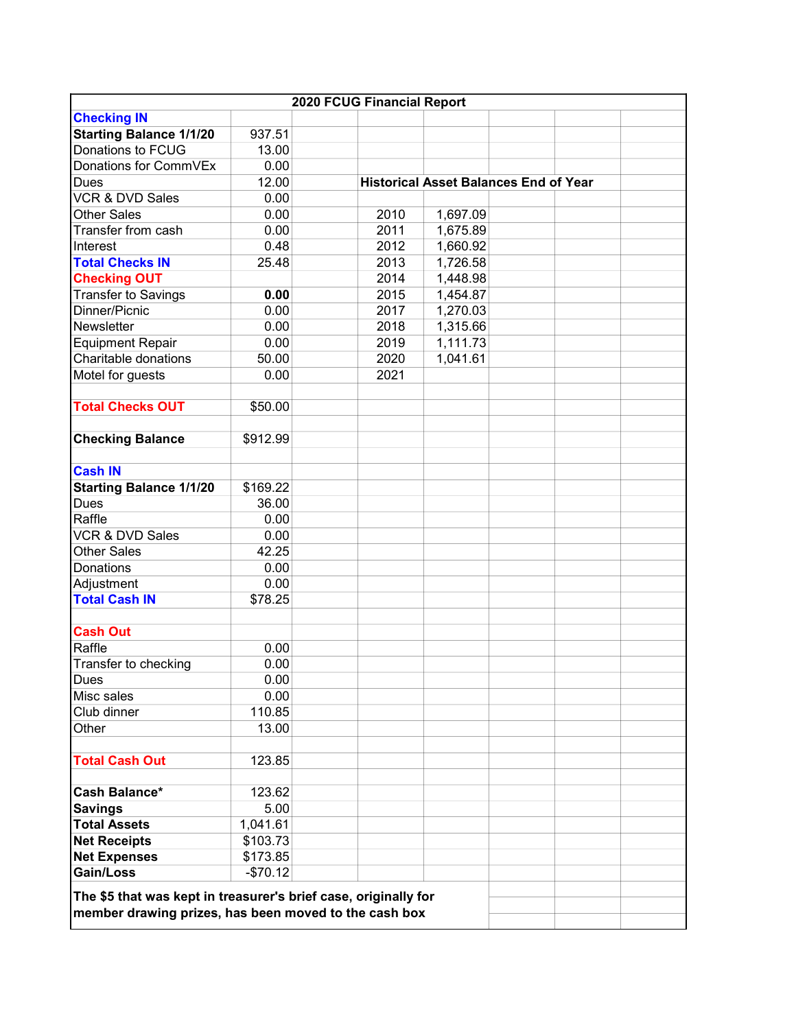# 2020 FCUG Financial Report

| | | | | |
|---|---|---|---|---|
| **Checking IN** | | | | |
| **Starting Balance 1/1/20** | 937.51 | | | |
| Donations to FCUG | 13.00 | | | |
| Donations for CommVEx | 0.00 | | | |
| Dues | 12.00 | | **Historical Asset Balances End of Year** | |
| VCR & DVD Sales | 0.00 | | | |
| Other Sales | 0.00 | | 2010 | 1,697.09 |
| Transfer from cash | 0.00 | | 2011 | 1,675.89 |
| Interest | 0.48 | | 2012 | 1,660.92 |
| **Total Checks IN** | 25.48 | | 2013 | 1,726.58 |
| **Checking OUT** | | | 2014 | 1,448.98 |
| Transfer to Savings | **0.00** | | 2015 | 1,454.87 |
| Dinner/Picnic | 0.00 | | 2017 | 1,270.03 |
| Newsletter | 0.00 | | 2018 | 1,315.66 |
| Equipment Repair | 0.00 | | 2019 | 1,111.73 |
| Charitable donations | 50.00 | | 2020 | 1,041.61 |
| Motel for guests | 0.00 | | 2021 | |
| | | | | |
| **Total Checks OUT** | $50.00 | | | |
| | | | | |
| **Checking Balance** | $912.99 | | | |
| | | | | |
| **Cash IN** | | | | |
| **Starting Balance 1/1/20** | $169.22 | | | |
| Dues | 36.00 | | | |
| Raffle | 0.00 | | | |
| VCR & DVD Sales | 0.00 | | | |
| Other Sales | 42.25 | | | |
| Donations | 0.00 | | | |
| Adjustment | 0.00 | | | |
| **Total Cash IN** | $78.25 | | | |
| | | | | |
| **Cash Out** | | | | |
| Raffle | 0.00 | | | |
| Transfer to checking | 0.00 | | | |
| Dues | 0.00 | | | |
| Misc sales | 0.00 | | | |
| Club dinner | 110.85 | | | |
| Other | 13.00 | | | |
| | | | | |
| **Total Cash Out** | 123.85 | | | |
| | | | | |
| **Cash Balance*** | 123.62 | | | |
| **Savings** | 5.00 | | | |
| **Total Assets** | 1,041.61 | | | |
| **Net Receipts** | $103.73 | | | |
| **Net Expenses** | $173.85 | | | |
| **Gain/Loss** | -$70.12 | | | |

**The $5 that was kept in treasurer's brief case, originally for member drawing prizes, has been moved to the cash box**